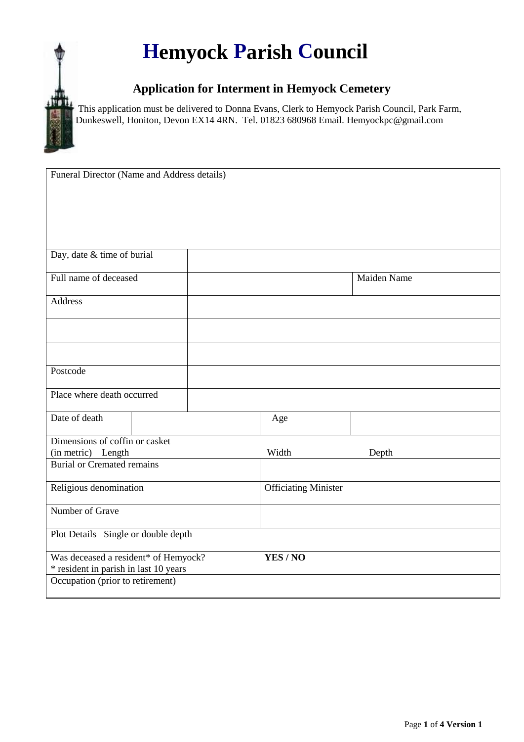# Hemyock Parish Council

## Application for Interment in Hemyock Cemetery

This application must be delivered to Donna Evans, Clerk to Hemyock Parish Council, Park Farm, Dunkeswell, Honiton, Devon EX14 4RN. Tel. 01823 680968 Email. Hemyockpc@gmail.com

| Funeral Director (Name and Address details) | | | |
|---|---|---|---|
| Day, date & time of burial | | | |
| Full name of deceased | | Maiden Name | |
| Address | | | |
| | | | |
| | | | |
| Postcode | | | |
| Place where death occurred | | | |
| Date of death | | Age | |
| Dimensions of coffin or casket (in metric) Length | Width | Depth | |
| Burial or Cremated remains | | | |
| Religious denomination | Officiating Minister | | |
| Number of Grave | | | |
| Plot Details Single or double depth | | | |
| Was deceased a resident* of Hemyock? * resident in parish in last 10 years | **YES / NO** | | |
| Occupation (prior to retirement) | | | |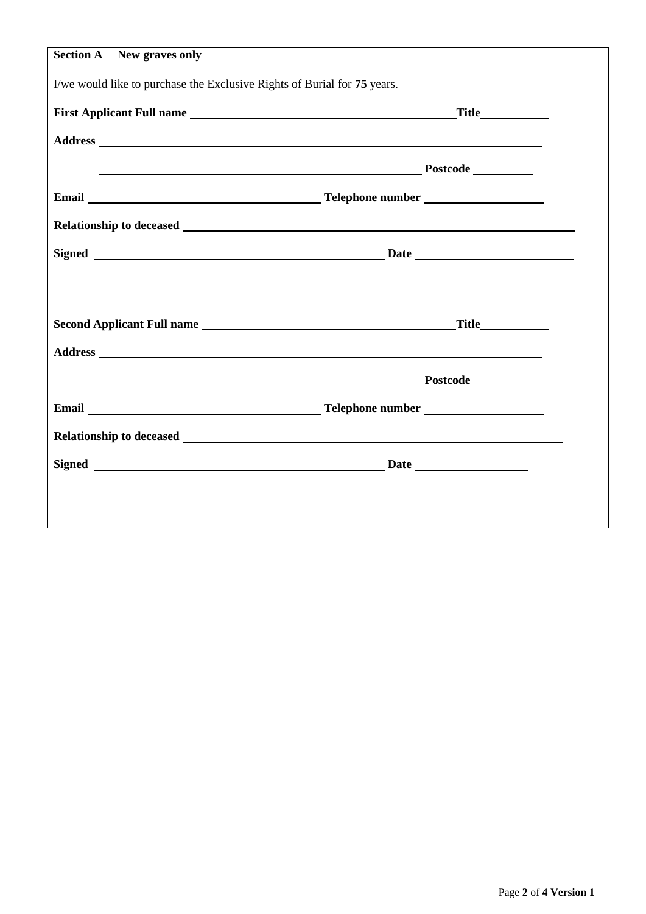**Section A New graves only**

I/we would like to purchase the Exclusive Rights of Burial for **75** years.

**First Applicant Full name** ______________________________ **Title** __________

**Address** ____________________________________________

____________________________________ **Postcode** __________

**Email** ______________________ **Telephone number** ______________

**Relationship to deceased** ____________________________________

**Signed** ______________________________ **Date** ______________

**Second Applicant Full name** ______________________________ **Title** __________

**Address** ____________________________________________

____________________________________ **Postcode** __________

**Email** ______________________ **Telephone number** ______________

**Relationship to deceased** ____________________________________

**Signed** ______________________________ **Date** ______________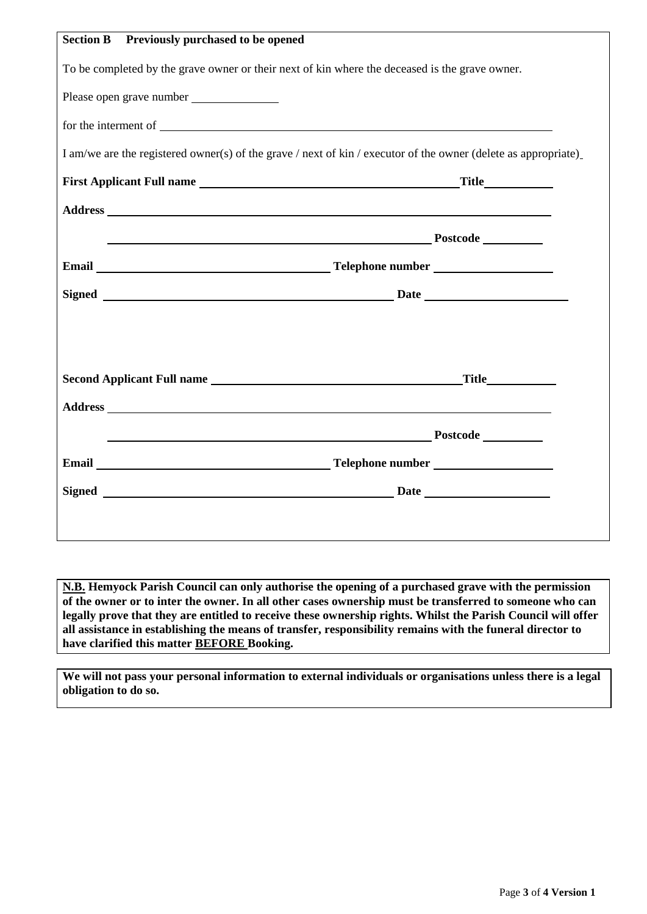**Section B Previously purchased to be opened**

To be completed by the grave owner or their next of kin where the deceased is the grave owner.

Please open grave number \_\_\_\_\_\_\_\_\_\_\_\_\_\_

for the interment of \_\_\_\_\_\_\_\_\_\_\_\_\_\_\_\_\_\_\_\_\_\_\_\_\_\_\_\_\_\_\_\_\_\_\_\_\_\_\_\_\_\_\_\_\_\_\_\_\_\_\_\_\_\_\_\_\_\_\_\_

I am/we are the registered owner(s) of the grave / next of kin / executor of the owner (delete as appropriate)

**First Applicant Full name** \_\_\_\_\_\_\_\_\_\_\_\_\_\_\_\_\_\_\_\_\_\_\_\_\_\_\_\_\_\_\_\_\_\_\_\_\_\_\_\_ **Title** \_\_\_\_\_\_\_\_\_\_

**Address** \_\_\_\_\_\_\_\_\_\_\_\_\_\_\_\_\_\_\_\_\_\_\_\_\_\_\_\_\_\_\_\_\_\_\_\_\_\_\_\_\_\_\_\_\_\_\_\_\_\_\_\_\_\_\_\_\_\_\_\_\_\_\_\_\_

\_\_\_\_\_\_\_\_\_\_\_\_\_\_\_\_\_\_\_\_\_\_\_\_\_\_\_\_\_\_\_\_\_\_\_\_\_\_\_\_\_\_\_\_\_\_\_\_\_ **Postcode** \_\_\_\_\_\_\_\_\_

**Email** \_\_\_\_\_\_\_\_\_\_\_\_\_\_\_\_\_\_\_\_\_\_\_\_\_\_\_\_\_\_\_\_\_\_\_ **Telephone number** \_\_\_\_\_\_\_\_\_\_\_\_\_\_\_\_\_\_

**Signed** \_\_\_\_\_\_\_\_\_\_\_\_\_\_\_\_\_\_\_\_\_\_\_\_\_\_\_\_\_\_\_\_\_\_\_\_\_\_\_\_\_\_\_\_\_ **Date** \_\_\_\_\_\_\_\_\_\_\_\_\_\_\_\_\_\_\_\_\_\_

**Second Applicant Full name** \_\_\_\_\_\_\_\_\_\_\_\_\_\_\_\_\_\_\_\_\_\_\_\_\_\_\_\_\_\_\_\_\_\_\_\_\_\_\_ **Title** \_\_\_\_\_\_\_\_\_\_

**Address** \_\_\_\_\_\_\_\_\_\_\_\_\_\_\_\_\_\_\_\_\_\_\_\_\_\_\_\_\_\_\_\_\_\_\_\_\_\_\_\_\_\_\_\_\_\_\_\_\_\_\_\_\_\_\_\_\_\_\_\_\_\_\_\_\_

\_\_\_\_\_\_\_\_\_\_\_\_\_\_\_\_\_\_\_\_\_\_\_\_\_\_\_\_\_\_\_\_\_\_\_\_\_\_\_\_\_\_\_\_\_\_\_\_\_ **Postcode** \_\_\_\_\_\_\_\_\_

**Email** \_\_\_\_\_\_\_\_\_\_\_\_\_\_\_\_\_\_\_\_\_\_\_\_\_\_\_\_\_\_\_\_\_\_\_ **Telephone number** \_\_\_\_\_\_\_\_\_\_\_\_\_\_\_\_\_\_

**Signed** \_\_\_\_\_\_\_\_\_\_\_\_\_\_\_\_\_\_\_\_\_\_\_\_\_\_\_\_\_\_\_\_\_\_\_\_\_\_\_\_\_\_\_\_\_ **Date** \_\_\_\_\_\_\_\_\_\_\_\_\_\_\_\_\_\_\_

**<u>N.B.</u> Hemyock Parish Council can only authorise the opening of a purchased grave with the permission of the owner or to inter the owner. In all other cases ownership must be transferred to someone who can legally prove that they are entitled to receive these ownership rights. Whilst the Parish Council will offer all assistance in establishing the means of transfer, responsibility remains with the funeral director to have clarified this matter <u>BEFORE</u> Booking.**

**We will not pass your personal information to external individuals or organisations unless there is a legal obligation to do so.**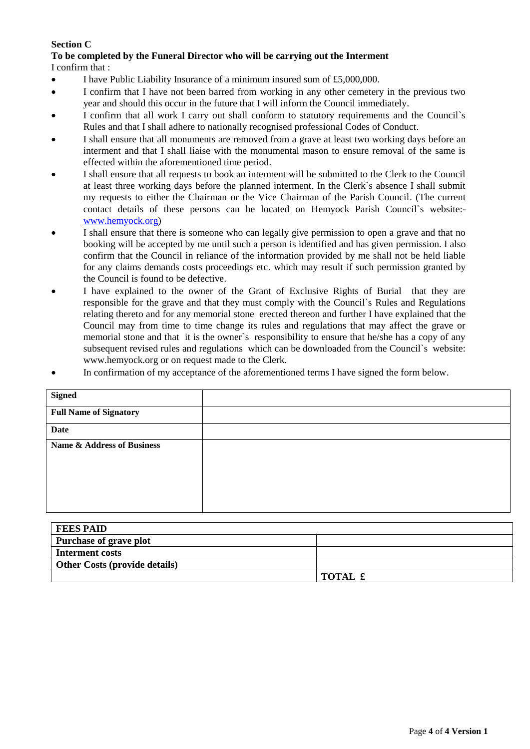**Section C**

**To be completed by the Funeral Director who will be carrying out the Interment**

I confirm that :

- I have Public Liability Insurance of a minimum insured sum of £5,000,000.
- I confirm that I have not been barred from working in any other cemetery in the previous two year and should this occur in the future that I will inform the Council immediately.
- I confirm that all work I carry out shall conform to statutory requirements and the Council`s Rules and that I shall adhere to nationally recognised professional Codes of Conduct.
- I shall ensure that all monuments are removed from a grave at least two working days before an interment and that I shall liaise with the monumental mason to ensure removal of the same is effected within the aforementioned time period.
- I shall ensure that all requests to book an interment will be submitted to the Clerk to the Council at least three working days before the planned interment. In the Clerk`s absence I shall submit my requests to either the Chairman or the Vice Chairman of the Parish Council. (The current contact details of these persons can be located on Hemyock Parish Council`s website:- [www.hemyock.org](www.hemyock.org))
- I shall ensure that there is someone who can legally give permission to open a grave and that no booking will be accepted by me until such a person is identified and has given permission. I also confirm that the Council in reliance of the information provided by me shall not be held liable for any claims demands costs proceedings etc. which may result if such permission granted by the Council is found to be defective.
- I have explained to the owner of the Grant of Exclusive Rights of Burial that they are responsible for the grave and that they must comply with the Council`s Rules and Regulations relating thereto and for any memorial stone erected thereon and further I have explained that the Council may from time to time change its rules and regulations that may affect the grave or memorial stone and that it is the owner`s responsibility to ensure that he/she has a copy of any subsequent revised rules and regulations which can be downloaded from the Council`s website: www.hemyock.org or on request made to the Clerk.
- In confirmation of my acceptance of the aforementioned terms I have signed the form below.

| | |
|---|---|
| **Signed** | |
| **Full Name of Signatory** | |
| **Date** | |
| **Name & Address of Business** | |

| **FEES PAID** | |
|---|---|
| **Purchase of grave plot** | |
| **Interment costs** | |
| **Other Costs (provide details)** | |
| | **TOTAL £** |